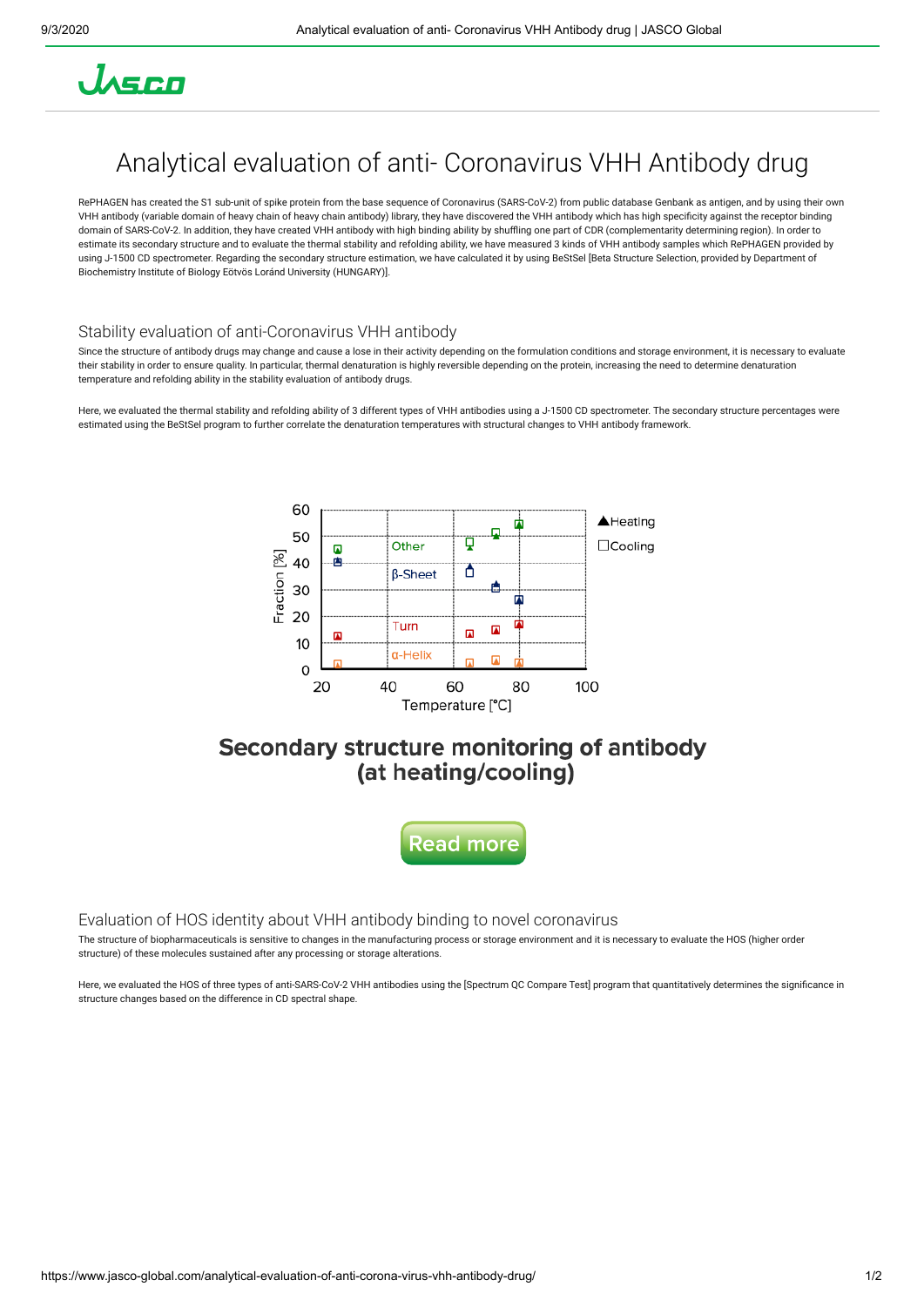# Analytical evaluation of anti- Coronavirus VHH Antibody drug

RePHAGEN has created the S1 sub-unit of spike protein from the base sequence of Coronavirus (SARS-CoV-2) from public database Genbank as antigen, and by using their own VHH antibody (variable domain of heavy chain of heavy chain antibody) library, they have discovered the VHH antibody which has high specificity against the receptor binding domain of SARS-CoV-2. In addition, they have created VHH antibody with high binding ability by shuffling one part of CDR (complementarity determining region). In order to estimate its secondary structure and to evaluate the thermal stability and refolding ability, we have measured 3 kinds of VHH antibody samples which RePHAGEN provided by using J-1500 CD spectrometer. Regarding the secondary structure estimation, we have calculated it by using BeStSel [Beta Structure Selection, provided by Department of Biochemistry Institute of Biology Eötvös Loránd University (HUNGARY)].

## Stability evaluation of anti-Coronavirus VHH antibody

Since the structure of antibody drugs may change and cause a lose in their activity depending on the formulation conditions and storage environment, it is necessary to evaluate their stability in order to ensure quality. In particular, thermal denaturation is highly reversible depending on the protein, increasing the need to determine denaturation temperature and refolding ability in the stability evaluation of antibody drugs.

Here, we evaluated the thermal stability and refolding ability of 3 different types of VHH antibodies using a J-1500 CD spectrometer. The secondary structure percentages were estimated using the BeStSel program to further correlate the denaturation temperatures with structural changes to VHH antibody framework.

**Secondary structure monitoring of antibody (at heating/cooling)**

Read more

## Evaluation of HOS identity about VHH antibody binding to novel coronavirus

The structure of biopharmaceuticals is sensitive to changes in the manufacturing process or storage environment and it is necessary to evaluate the HOS (higher order structure) of these molecules sustained after any processing or storage alterations.

Here, we evaluated the HOS of three types of anti-SARS-CoV-2 VHH antibodies using the [Spectrum QC Compare Test] program that quantitatively determines the significance in structure changes based on the difference in CD spectral shape.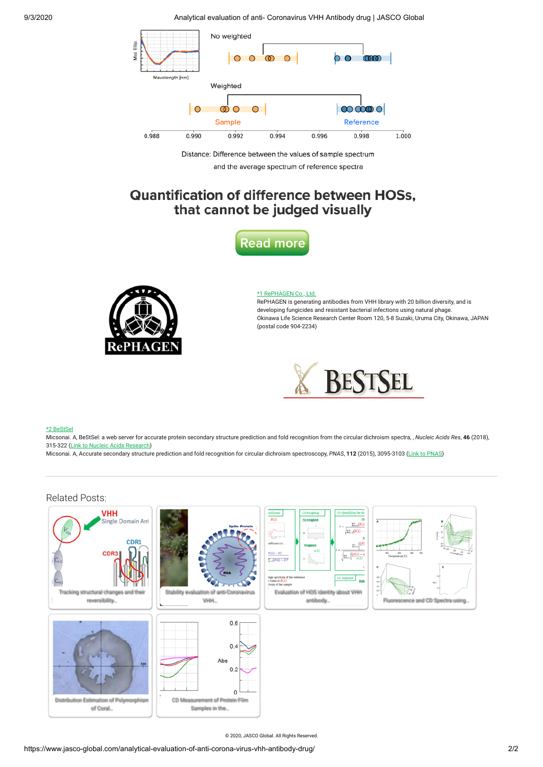Mol. Ellip.

Wavelength [nm]

No weighted

Weighted

Sample

Reference

0.988 0.990 0.992 0.994 0.996 0.998 1.000

Distance: Difference between the values of sample spectrum and the average spectrum of reference spectra

## Quantification of difference between HOSs, that cannot be judged visually

Read more

RePHAGEN

[*1 RePHAGEN Co., Ltd.](#)
RePHAGEN is generating antibodies from VHH library with 20 billion diversity, and is developing fungicides and resistant bacterial infections using natural phage.
Okinawa Life Science Research Center Room 120, 5-8 Suzaki, Uruma City, Okinawa, JAPAN (postal code 904-2234)

BeStSel

[*2 BeStSel](#)
Micsonai. A, BeStSel: a web server for accurate protein secondary structure prediction and fold recognition from the circular dichroism spectra, , *Nucleic Acids Res*, **46** (2018), 315-322 ([Link to Nucleic Acids Research](#))
Micsonai. A, Accurate secondary structure prediction and fold recognition for circular dichroism spectroscopy, *PNAS*, **112** (2015), 3095-3103 ([Link to PNAS](#))

---

Related Posts:

- Tracking structural changes and their reversibility...
- Stability evaluation of anti-Coronavirus VHH...
- Evaluation of HOS identity about VHH antibody...
- Fluorescence and CD Spectra using...
- Distribution Estimation of Polymorphism of Coral...
- CD Measurement of Protein Film Samples in the...

© 2020, JASCO Global. All Rights Reserved.